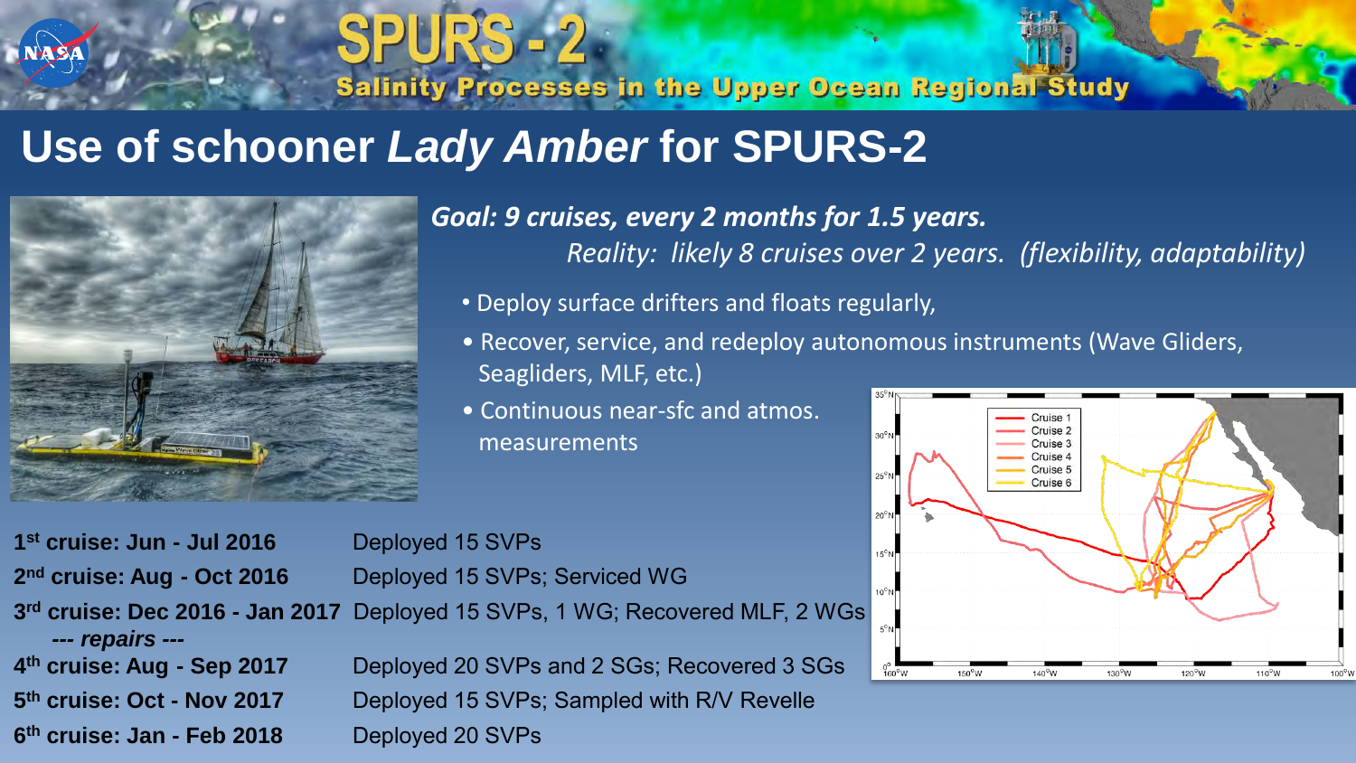# SPURS-2

Salinity Processes in the Upper Ocean Regional Study

## Use of schooner *Lady Amber* for SPURS-2

***Goal: 9 cruises, every 2 months for 1.5 years.***

*Reality: likely 8 cruises over 2 years. (flexibility, adaptability)*

- Deploy surface drifters and floats regularly,
- Recover, service, and redeploy autonomous instruments (Wave Gliders, Seagliders, MLF, etc.)
- Continuous near-sfc and atmos. measurements

| Cruise | Activities |
|---|---|
| **1st cruise: Jun - Jul 2016** | Deployed 15 SVPs |
| **2nd cruise: Aug - Oct 2016** | Deployed 15 SVPs; Serviced WG |
| **3rd cruise: Dec 2016 - Jan 2017** | Deployed 15 SVPs, 1 WG; Recovered MLF, 2 WGs |
| ***--- repairs ---*** | |
| **4th cruise: Aug - Sep 2017** | Deployed 20 SVPs and 2 SGs; Recovered 3 SGs |
| **5th cruise: Oct - Nov 2017** | Deployed 15 SVPs; Sampled with R/V Revelle |
| **6th cruise: Jan - Feb 2018** | Deployed 20 SVPs |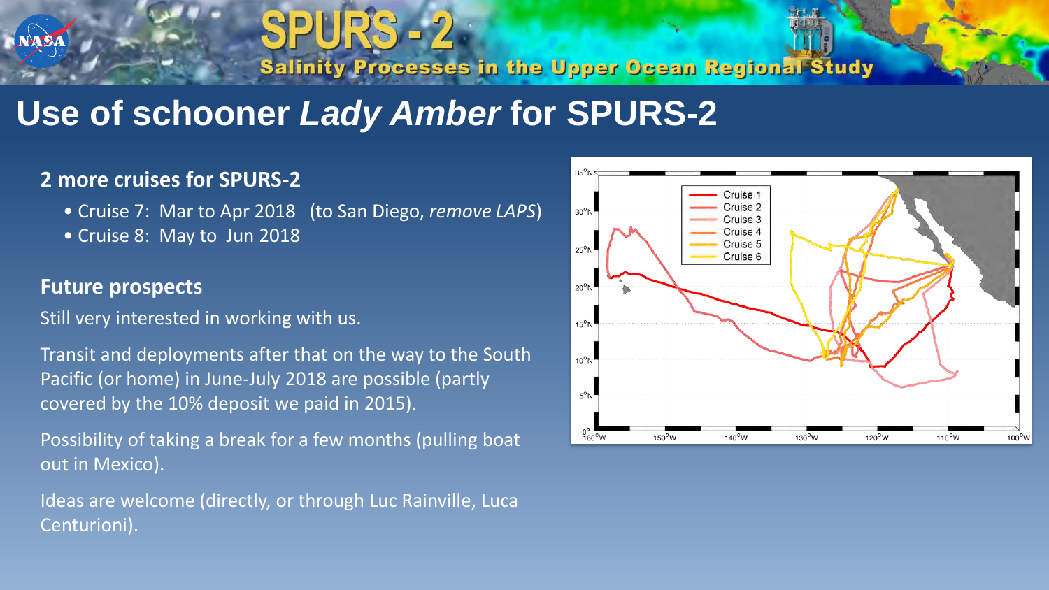# Use of schooner *Lady Amber* for SPURS-2

**2 more cruises for SPURS-2**

- Cruise 7: Mar to Apr 2018 (to San Diego, *remove LAPS*)
- Cruise 8: May to Jun 2018

**Future prospects**

Still very interested in working with us.

Transit and deployments after that on the way to the South Pacific (or home) in June-July 2018 are possible (partly covered by the 10% deposit we paid in 2015).

Possibility of taking a break for a few months (pulling boat out in Mexico).

Ideas are welcome (directly, or through Luc Rainville, Luca Centurioni).

Cruise 1
Cruise 2
Cruise 3
Cruise 4
Cruise 5
Cruise 6

35°N
30°N
25°N
20°N
15°N
10°N
5°N
0°
160°W
150°W
140°W
130°W
120°W
110°W
100°W